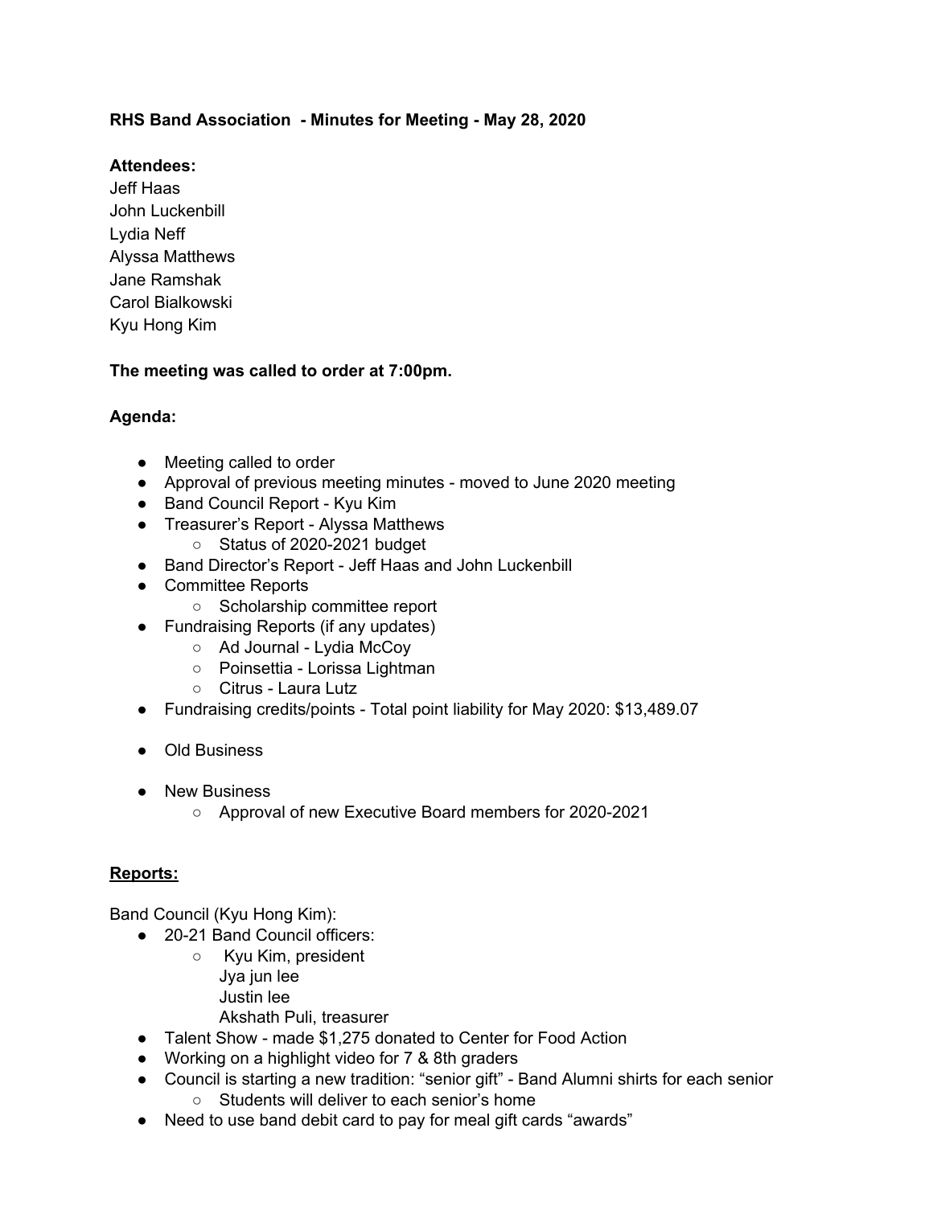**RHS Band Association - Minutes for Meeting - May 28, 2020**

**Attendees:**
Jeff Haas
John Luckenbill
Lydia Neff
Alyssa Matthews
Jane Ramshak
Carol Bialkowski
Kyu Hong Kim

**The meeting was called to order at 7:00pm.**

**Agenda:**

- Meeting called to order
- Approval of previous meeting minutes - moved to June 2020 meeting
- Band Council Report - Kyu Kim
- Treasurer's Report - Alyssa Matthews
    - Status of 2020-2021 budget
- Band Director's Report - Jeff Haas and John Luckenbill
- Committee Reports
    - Scholarship committee report
- Fundraising Reports (if any updates)
    - Ad Journal - Lydia McCoy
    - Poinsettia - Lorissa Lightman
    - Citrus - Laura Lutz
- Fundraising credits/points - Total point liability for May 2020: $13,489.07
- Old Business
- New Business
    - Approval of new Executive Board members for 2020-2021

**Reports:**

Band Council (Kyu Hong Kim):

- 20-21 Band Council officers:
    - Kyu Kim, president
      Jya jun lee
      Justin lee
      Akshath Puli, treasurer
- Talent Show - made $1,275 donated to Center for Food Action
- Working on a highlight video for 7 & 8th graders
- Council is starting a new tradition: "senior gift" - Band Alumni shirts for each senior
    - Students will deliver to each senior's home
- Need to use band debit card to pay for meal gift cards "awards"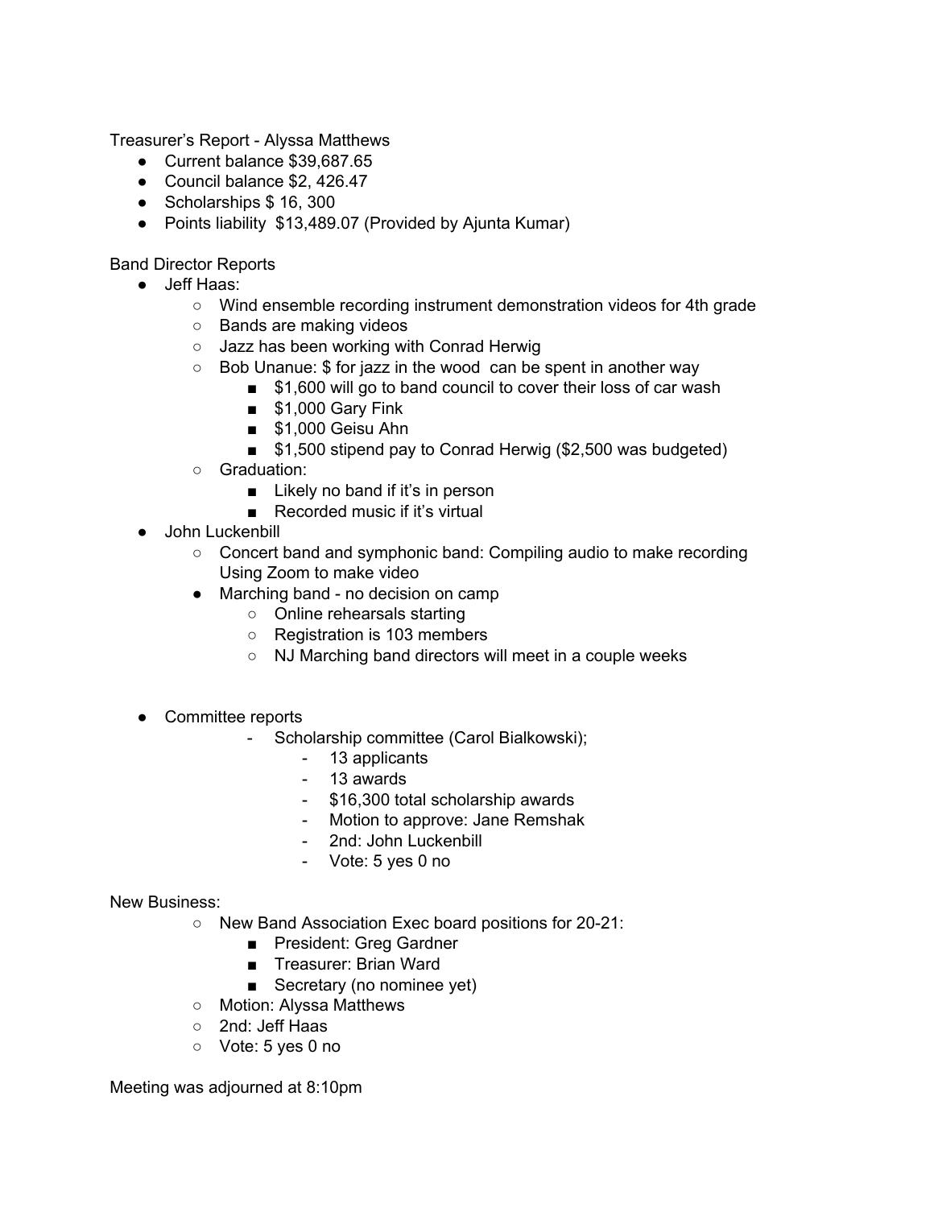Treasurer's Report - Alyssa Matthews

- Current balance $39,687.65
- Council balance $2, 426.47
- Scholarships $ 16, 300
- Points liability  $13,489.07 (Provided by Ajunta Kumar)

Band Director Reports

- Jeff Haas:
  - Wind ensemble recording instrument demonstration videos for 4th grade
  - Bands are making videos
  - Jazz has been working with Conrad Herwig
  - Bob Unanue: $ for jazz in the wood  can be spent in another way
    - $1,600 will go to band council to cover their loss of car wash
    - $1,000 Gary Fink
    - $1,000 Geisu Ahn
    - $1,500 stipend pay to Conrad Herwig ($2,500 was budgeted)
  - Graduation:
    - Likely no band if it's in person
    - Recorded music if it's virtual
- John Luckenbill
  - Concert band and symphonic band: Compiling audio to make recording Using Zoom to make video
  - Marching band - no decision on camp
    - Online rehearsals starting
    - Registration is 103 members
    - NJ Marching band directors will meet in a couple weeks

- Committee reports
  - Scholarship committee (Carol Bialkowski);
    - 13 applicants
    - 13 awards
    - $16,300 total scholarship awards
    - Motion to approve: Jane Remshak
    - 2nd: John Luckenbill
    - Vote: 5 yes 0 no

New Business:

- New Band Association Exec board positions for 20-21:
  - President: Greg Gardner
  - Treasurer: Brian Ward
  - Secretary (no nominee yet)
- Motion: Alyssa Matthews
- 2nd: Jeff Haas
- Vote: 5 yes 0 no

Meeting was adjourned at 8:10pm